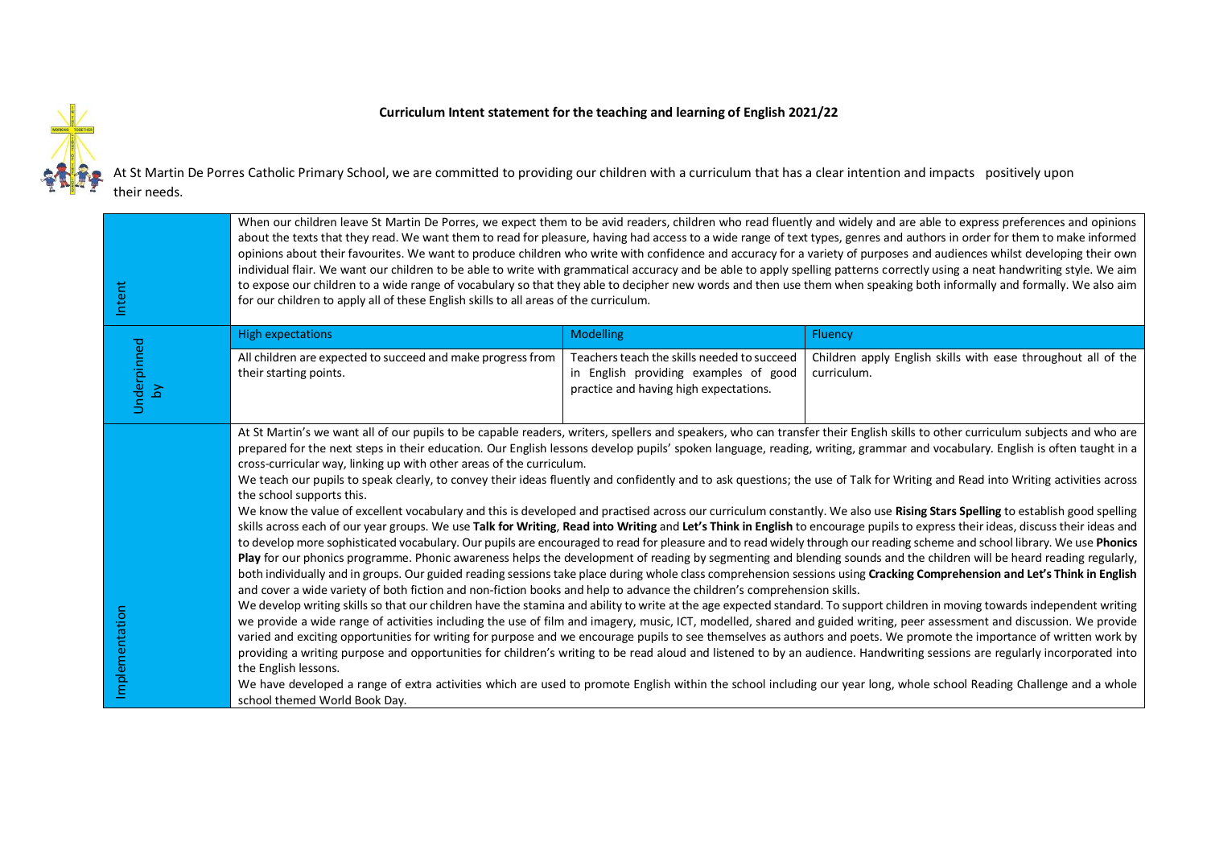**Curriculum Intent statement for the teaching and learning of English 2021/22**

At St Martin De Porres Catholic Primary School, we are committed to providing our children with a curriculum that has a clear intention and impacts positively upon their needs.

| | | | |
|---|---|---|---|
| Intent | When our children leave St Martin De Porres, we expect them to be avid readers, children who read fluently and widely and are able to express preferences and opinions about the texts that they read. We want them to read for pleasure, having had access to a wide range of text types, genres and authors in order for them to make informed opinions about their favourites. We want to produce children who write with confidence and accuracy for a variety of purposes and audiences whilst developing their own individual flair. We want our children to be able to write with grammatical accuracy and be able to apply spelling patterns correctly using a neat handwriting style. We aim to expose our children to a wide range of vocabulary so that they able to decipher new words and then use them when speaking both informally and formally. We also aim for our children to apply all of these English skills to all areas of the curriculum. | | |
| Underpinned by | High expectations | Modelling | Fluency |
| | All children are expected to succeed and make progress from their starting points. | Teachers teach the skills needed to succeed in English providing examples of good practice and having high expectations. | Children apply English skills with ease throughout all of the curriculum. |
| Implementation | At St Martin's we want all of our pupils to be capable readers, writers, spellers and speakers, who can transfer their English skills to other curriculum subjects and who are prepared for the next steps in their education. Our English lessons develop pupils' spoken language, reading, writing, grammar and vocabulary. English is often taught in a cross-curricular way, linking up with other areas of the curriculum.<br>We teach our pupils to speak clearly, to convey their ideas fluently and confidently and to ask questions; the use of Talk for Writing and Read into Writing activities across the school supports this.<br>We know the value of excellent vocabulary and this is developed and practised across our curriculum constantly. We also use **Rising Stars Spelling** to establish good spelling skills across each of our year groups. We use **Talk for Writing**, **Read into Writing** and **Let's Think in English** to encourage pupils to express their ideas, discuss their ideas and to develop more sophisticated vocabulary. Our pupils are encouraged to read for pleasure and to read widely through our reading scheme and school library. We use **Phonics Play** for our phonics programme. Phonic awareness helps the development of reading by segmenting and blending sounds and the children will be heard reading regularly, both individually and in groups. Our guided reading sessions take place during whole class comprehension sessions using **Cracking Comprehension and Let's Think in English** and cover a wide variety of both fiction and non-fiction books and help to advance the children's comprehension skills.<br>We develop writing skills so that our children have the stamina and ability to write at the age expected standard. To support children in moving towards independent writing we provide a wide range of activities including the use of film and imagery, music, ICT, modelled, shared and guided writing, peer assessment and discussion. We provide varied and exciting opportunities for writing for purpose and we encourage pupils to see themselves as authors and poets. We promote the importance of written work by providing a writing purpose and opportunities for children's writing to be read aloud and listened to by an audience. Handwriting sessions are regularly incorporated into the English lessons.<br>We have developed a range of extra activities which are used to promote English within the school including our year long, whole school Reading Challenge and a whole school themed World Book Day. | | |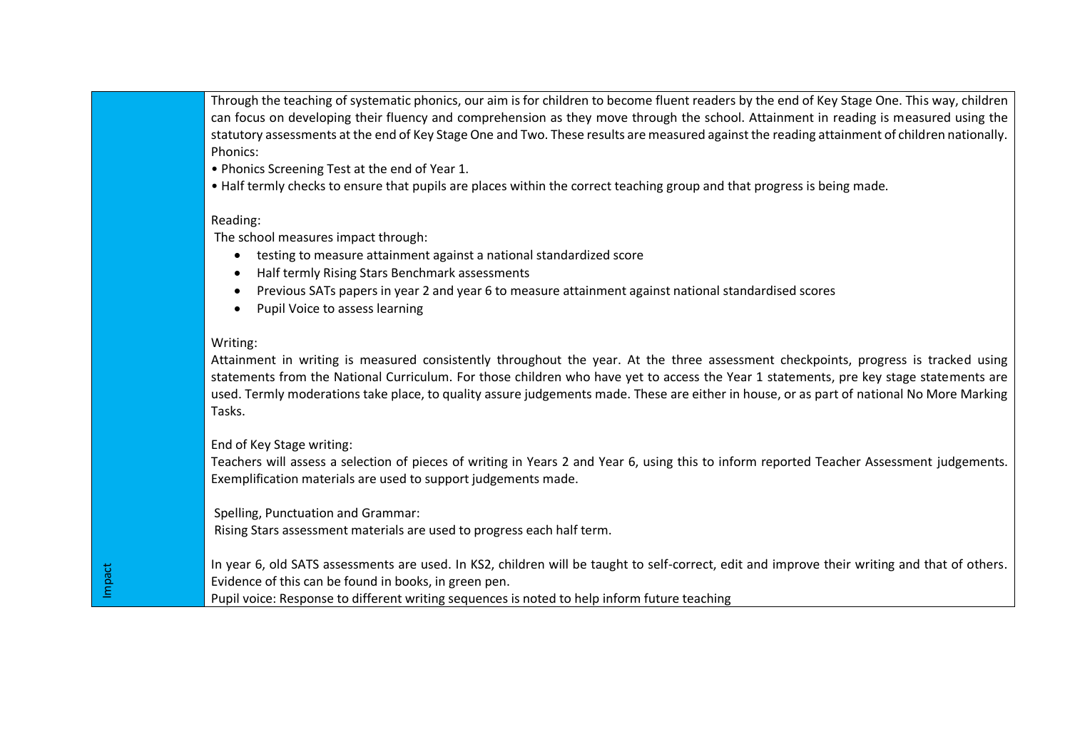| | |
|---|---|
| Impact | Through the teaching of systematic phonics, our aim is for children to become fluent readers by the end of Key Stage One. This way, children can focus on developing their fluency and comprehension as they move through the school. Attainment in reading is measured using the statutory assessments at the end of Key Stage One and Two. These results are measured against the reading attainment of children nationally.<br>Phonics:<br>• Phonics Screening Test at the end of Year 1.<br>• Half termly checks to ensure that pupils are places within the correct teaching group and that progress is being made.<br><br>Reading:<br>The school measures impact through:<br>• testing to measure attainment against a national standardized score<br>• Half termly Rising Stars Benchmark assessments<br>• Previous SATs papers in year 2 and year 6 to measure attainment against national standardised scores<br>• Pupil Voice to assess learning<br><br>Writing:<br>Attainment in writing is measured consistently throughout the year. At the three assessment checkpoints, progress is tracked using statements from the National Curriculum. For those children who have yet to access the Year 1 statements, pre key stage statements are used. Termly moderations take place, to quality assure judgements made. These are either in house, or as part of national No More Marking Tasks.<br><br>End of Key Stage writing:<br>Teachers will assess a selection of pieces of writing in Years 2 and Year 6, using this to inform reported Teacher Assessment judgements. Exemplification materials are used to support judgements made.<br><br>Spelling, Punctuation and Grammar:<br>Rising Stars assessment materials are used to progress each half term.<br><br>In year 6, old SATS assessments are used. In KS2, children will be taught to self-correct, edit and improve their writing and that of others. Evidence of this can be found in books, in green pen.<br>Pupil voice: Response to different writing sequences is noted to help inform future teaching |